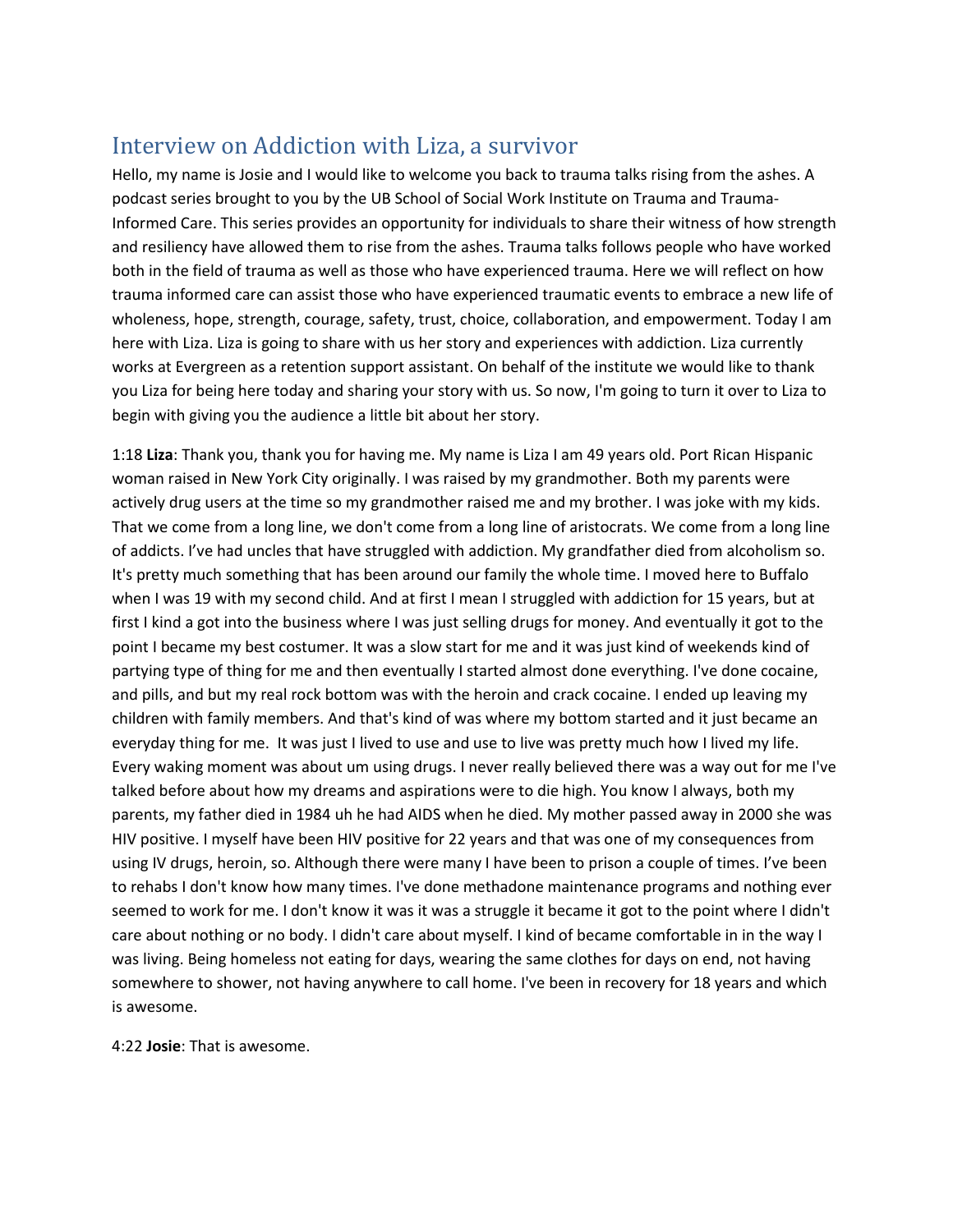## Interview on Addiction with Liza, a survivor

Hello, my name is Josie and I would like to welcome you back to trauma talks rising from the ashes. A podcast series brought to you by the UB School of Social Work Institute on Trauma and Trauma-Informed Care. This series provides an opportunity for individuals to share their witness of how strength and resiliency have allowed them to rise from the ashes. Trauma talks follows people who have worked both in the field of trauma as well as those who have experienced trauma. Here we will reflect on how trauma informed care can assist those who have experienced traumatic events to embrace a new life of wholeness, hope, strength, courage, safety, trust, choice, collaboration, and empowerment. Today I am here with Liza. Liza is going to share with us her story and experiences with addiction. Liza currently works at Evergreen as a retention support assistant. On behalf of the institute we would like to thank you Liza for being here today and sharing your story with us. So now, I'm going to turn it over to Liza to begin with giving you the audience a little bit about her story.

1:18 **Liza**: Thank you, thank you for having me. My name is Liza I am 49 years old. Port Rican Hispanic woman raised in New York City originally. I was raised by my grandmother. Both my parents were actively drug users at the time so my grandmother raised me and my brother. I was joke with my kids. That we come from a long line, we don't come from a long line of aristocrats. We come from a long line of addicts. I've had uncles that have struggled with addiction. My grandfather died from alcoholism so. It's pretty much something that has been around our family the whole time. I moved here to Buffalo when I was 19 with my second child. And at first I mean I struggled with addiction for 15 years, but at first I kind a got into the business where I was just selling drugs for money. And eventually it got to the point I became my best costumer. It was a slow start for me and it was just kind of weekends kind of partying type of thing for me and then eventually I started almost done everything. I've done cocaine, and pills, and but my real rock bottom was with the heroin and crack cocaine. I ended up leaving my children with family members. And that's kind of was where my bottom started and it just became an everyday thing for me. It was just I lived to use and use to live was pretty much how I lived my life. Every waking moment was about um using drugs. I never really believed there was a way out for me I've talked before about how my dreams and aspirations were to die high. You know I always, both my parents, my father died in 1984 uh he had AIDS when he died. My mother passed away in 2000 she was HIV positive. I myself have been HIV positive for 22 years and that was one of my consequences from using IV drugs, heroin, so. Although there were many I have been to prison a couple of times. I've been to rehabs I don't know how many times. I've done methadone maintenance programs and nothing ever seemed to work for me. I don't know it was it was a struggle it became it got to the point where I didn't care about nothing or no body. I didn't care about myself. I kind of became comfortable in in the way I was living. Being homeless not eating for days, wearing the same clothes for days on end, not having somewhere to shower, not having anywhere to call home. I've been in recovery for 18 years and which is awesome.

4:22 **Josie**: That is awesome.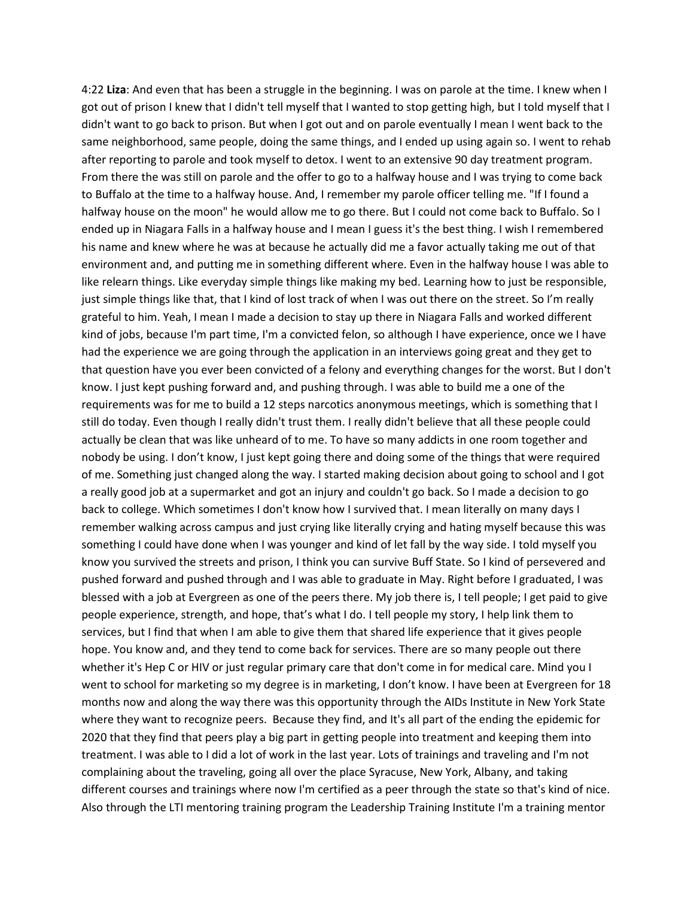4:22 **Liza**: And even that has been a struggle in the beginning. I was on parole at the time. I knew when I got out of prison I knew that I didn't tell myself that I wanted to stop getting high, but I told myself that I didn't want to go back to prison. But when I got out and on parole eventually I mean I went back to the same neighborhood, same people, doing the same things, and I ended up using again so. I went to rehab after reporting to parole and took myself to detox. I went to an extensive 90 day treatment program. From there the was still on parole and the offer to go to a halfway house and I was trying to come back to Buffalo at the time to a halfway house. And, I remember my parole officer telling me. "If I found a halfway house on the moon" he would allow me to go there. But I could not come back to Buffalo. So I ended up in Niagara Falls in a halfway house and I mean I guess it's the best thing. I wish I remembered his name and knew where he was at because he actually did me a favor actually taking me out of that environment and, and putting me in something different where. Even in the halfway house I was able to like relearn things. Like everyday simple things like making my bed. Learning how to just be responsible, just simple things like that, that I kind of lost track of when I was out there on the street. So I'm really grateful to him. Yeah, I mean I made a decision to stay up there in Niagara Falls and worked different kind of jobs, because I'm part time, I'm a convicted felon, so although I have experience, once we I have had the experience we are going through the application in an interviews going great and they get to that question have you ever been convicted of a felony and everything changes for the worst. But I don't know. I just kept pushing forward and, and pushing through. I was able to build me a one of the requirements was for me to build a 12 steps narcotics anonymous meetings, which is something that I still do today. Even though I really didn't trust them. I really didn't believe that all these people could actually be clean that was like unheard of to me. To have so many addicts in one room together and nobody be using. I don't know, I just kept going there and doing some of the things that were required of me. Something just changed along the way. I started making decision about going to school and I got a really good job at a supermarket and got an injury and couldn't go back. So I made a decision to go back to college. Which sometimes I don't know how I survived that. I mean literally on many days I remember walking across campus and just crying like literally crying and hating myself because this was something I could have done when I was younger and kind of let fall by the way side. I told myself you know you survived the streets and prison, I think you can survive Buff State. So I kind of persevered and pushed forward and pushed through and I was able to graduate in May. Right before I graduated, I was blessed with a job at Evergreen as one of the peers there. My job there is, I tell people; I get paid to give people experience, strength, and hope, that's what I do. I tell people my story, I help link them to services, but I find that when I am able to give them that shared life experience that it gives people hope. You know and, and they tend to come back for services. There are so many people out there whether it's Hep C or HIV or just regular primary care that don't come in for medical care. Mind you I went to school for marketing so my degree is in marketing, I don't know. I have been at Evergreen for 18 months now and along the way there was this opportunity through the AIDs Institute in New York State where they want to recognize peers. Because they find, and It's all part of the ending the epidemic for 2020 that they find that peers play a big part in getting people into treatment and keeping them into treatment. I was able to I did a lot of work in the last year. Lots of trainings and traveling and I'm not complaining about the traveling, going all over the place Syracuse, New York, Albany, and taking different courses and trainings where now I'm certified as a peer through the state so that's kind of nice. Also through the LTI mentoring training program the Leadership Training Institute I'm a training mentor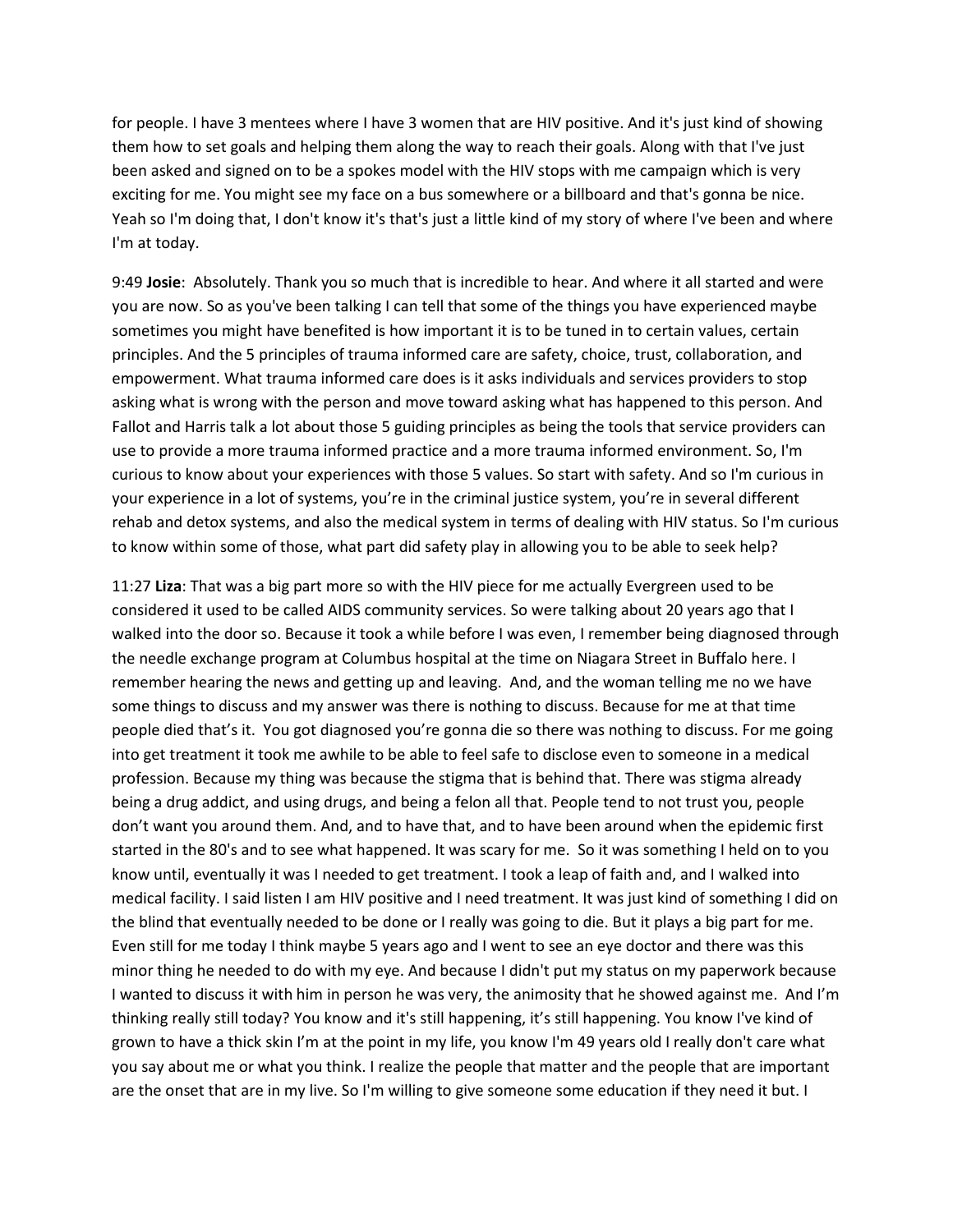for people. I have 3 mentees where I have 3 women that are HIV positive. And it's just kind of showing them how to set goals and helping them along the way to reach their goals. Along with that I've just been asked and signed on to be a spokes model with the HIV stops with me campaign which is very exciting for me. You might see my face on a bus somewhere or a billboard and that's gonna be nice. Yeah so I'm doing that, I don't know it's that's just a little kind of my story of where I've been and where I'm at today.

9:49 **Josie**: Absolutely. Thank you so much that is incredible to hear. And where it all started and were you are now. So as you've been talking I can tell that some of the things you have experienced maybe sometimes you might have benefited is how important it is to be tuned in to certain values, certain principles. And the 5 principles of trauma informed care are safety, choice, trust, collaboration, and empowerment. What trauma informed care does is it asks individuals and services providers to stop asking what is wrong with the person and move toward asking what has happened to this person. And Fallot and Harris talk a lot about those 5 guiding principles as being the tools that service providers can use to provide a more trauma informed practice and a more trauma informed environment. So, I'm curious to know about your experiences with those 5 values. So start with safety. And so I'm curious in your experience in a lot of systems, you're in the criminal justice system, you're in several different rehab and detox systems, and also the medical system in terms of dealing with HIV status. So I'm curious to know within some of those, what part did safety play in allowing you to be able to seek help?

11:27 **Liza**: That was a big part more so with the HIV piece for me actually Evergreen used to be considered it used to be called AIDS community services. So were talking about 20 years ago that I walked into the door so. Because it took a while before I was even, I remember being diagnosed through the needle exchange program at Columbus hospital at the time on Niagara Street in Buffalo here. I remember hearing the news and getting up and leaving. And, and the woman telling me no we have some things to discuss and my answer was there is nothing to discuss. Because for me at that time people died that's it. You got diagnosed you're gonna die so there was nothing to discuss. For me going into get treatment it took me awhile to be able to feel safe to disclose even to someone in a medical profession. Because my thing was because the stigma that is behind that. There was stigma already being a drug addict, and using drugs, and being a felon all that. People tend to not trust you, people don't want you around them. And, and to have that, and to have been around when the epidemic first started in the 80's and to see what happened. It was scary for me. So it was something I held on to you know until, eventually it was I needed to get treatment. I took a leap of faith and, and I walked into medical facility. I said listen I am HIV positive and I need treatment. It was just kind of something I did on the blind that eventually needed to be done or I really was going to die. But it plays a big part for me. Even still for me today I think maybe 5 years ago and I went to see an eye doctor and there was this minor thing he needed to do with my eye. And because I didn't put my status on my paperwork because I wanted to discuss it with him in person he was very, the animosity that he showed against me. And I'm thinking really still today? You know and it's still happening, it's still happening. You know I've kind of grown to have a thick skin I'm at the point in my life, you know I'm 49 years old I really don't care what you say about me or what you think. I realize the people that matter and the people that are important are the onset that are in my live. So I'm willing to give someone some education if they need it but. I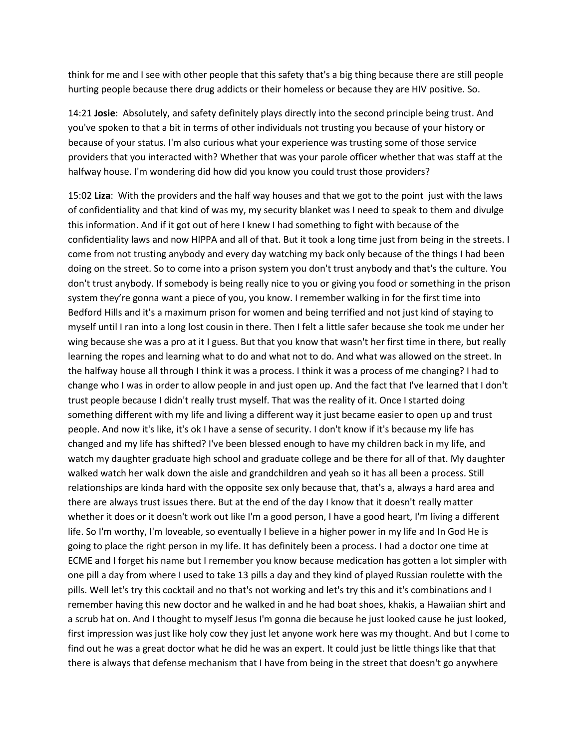think for me and I see with other people that this safety that's a big thing because there are still people hurting people because there drug addicts or their homeless or because they are HIV positive. So.

14:21 **Josie**: Absolutely, and safety definitely plays directly into the second principle being trust. And you've spoken to that a bit in terms of other individuals not trusting you because of your history or because of your status. I'm also curious what your experience was trusting some of those service providers that you interacted with? Whether that was your parole officer whether that was staff at the halfway house. I'm wondering did how did you know you could trust those providers?

15:02 **Liza**: With the providers and the half way houses and that we got to the point just with the laws of confidentiality and that kind of was my, my security blanket was I need to speak to them and divulge this information. And if it got out of here I knew I had something to fight with because of the confidentiality laws and now HIPPA and all of that. But it took a long time just from being in the streets. I come from not trusting anybody and every day watching my back only because of the things I had been doing on the street. So to come into a prison system you don't trust anybody and that's the culture. You don't trust anybody. If somebody is being really nice to you or giving you food or something in the prison system they're gonna want a piece of you, you know. I remember walking in for the first time into Bedford Hills and it's a maximum prison for women and being terrified and not just kind of staying to myself until I ran into a long lost cousin in there. Then I felt a little safer because she took me under her wing because she was a pro at it I guess. But that you know that wasn't her first time in there, but really learning the ropes and learning what to do and what not to do. And what was allowed on the street. In the halfway house all through I think it was a process. I think it was a process of me changing? I had to change who I was in order to allow people in and just open up. And the fact that I've learned that I don't trust people because I didn't really trust myself. That was the reality of it. Once I started doing something different with my life and living a different way it just became easier to open up and trust people. And now it's like, it's ok I have a sense of security. I don't know if it's because my life has changed and my life has shifted? I've been blessed enough to have my children back in my life, and watch my daughter graduate high school and graduate college and be there for all of that. My daughter walked watch her walk down the aisle and grandchildren and yeah so it has all been a process. Still relationships are kinda hard with the opposite sex only because that, that's a, always a hard area and there are always trust issues there. But at the end of the day I know that it doesn't really matter whether it does or it doesn't work out like I'm a good person, I have a good heart, I'm living a different life. So I'm worthy, I'm loveable, so eventually I believe in a higher power in my life and In God He is going to place the right person in my life. It has definitely been a process. I had a doctor one time at ECME and I forget his name but I remember you know because medication has gotten a lot simpler with one pill a day from where I used to take 13 pills a day and they kind of played Russian roulette with the pills. Well let's try this cocktail and no that's not working and let's try this and it's combinations and I remember having this new doctor and he walked in and he had boat shoes, khakis, a Hawaiian shirt and a scrub hat on. And I thought to myself Jesus I'm gonna die because he just looked cause he just looked, first impression was just like holy cow they just let anyone work here was my thought. And but I come to find out he was a great doctor what he did he was an expert. It could just be little things like that that there is always that defense mechanism that I have from being in the street that doesn't go anywhere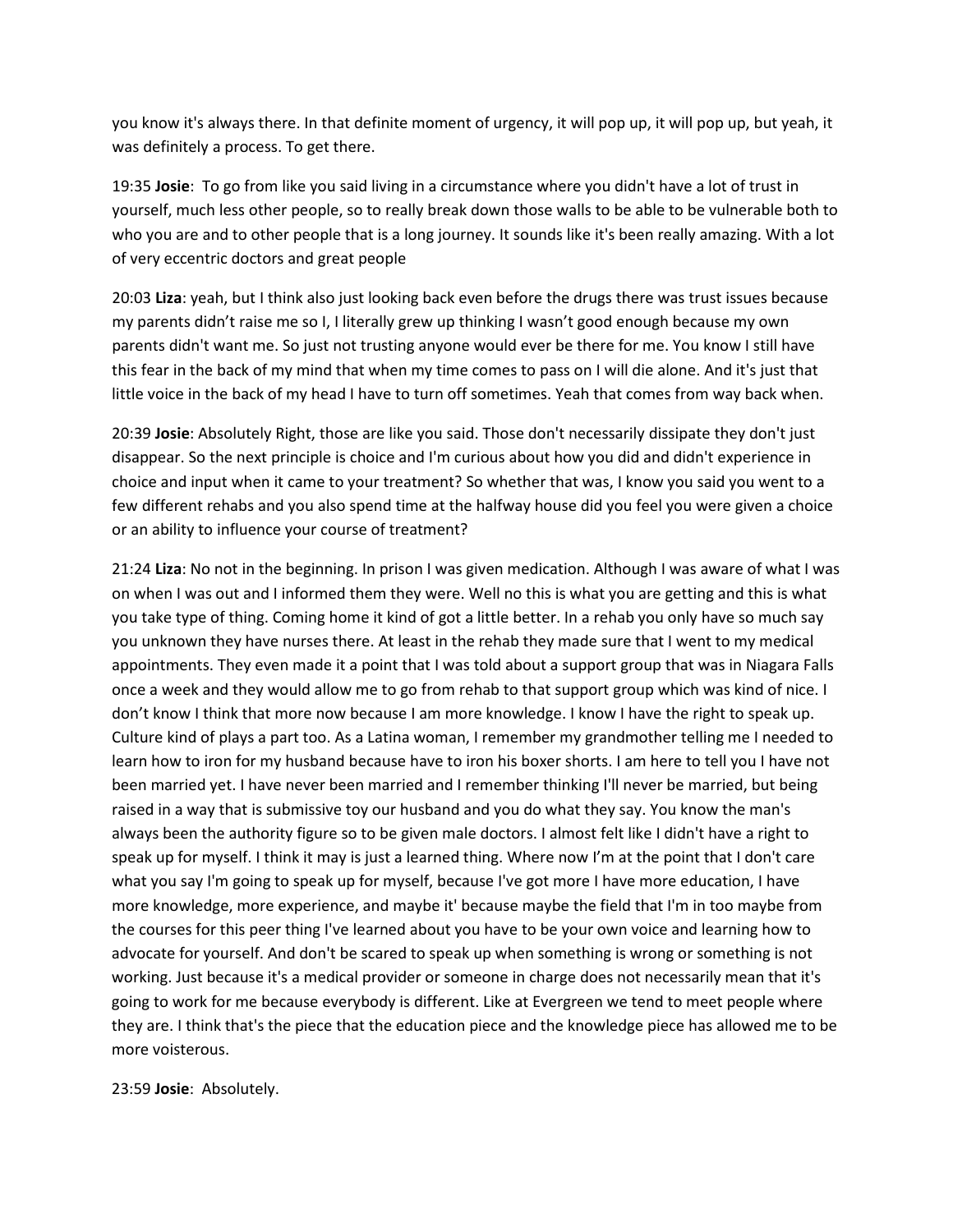you know it's always there. In that definite moment of urgency, it will pop up, it will pop up, but yeah, it was definitely a process. To get there.

19:35 **Josie**:  To go from like you said living in a circumstance where you didn't have a lot of trust in yourself, much less other people, so to really break down those walls to be able to be vulnerable both to who you are and to other people that is a long journey. It sounds like it's been really amazing. With a lot of very eccentric doctors and great people

20:03 **Liza**: yeah, but I think also just looking back even before the drugs there was trust issues because my parents didn't raise me so I, I literally grew up thinking I wasn't good enough because my own parents didn't want me. So just not trusting anyone would ever be there for me. You know I still have this fear in the back of my mind that when my time comes to pass on I will die alone. And it's just that little voice in the back of my head I have to turn off sometimes. Yeah that comes from way back when.

20:39 **Josie**: Absolutely Right, those are like you said. Those don't necessarily dissipate they don't just disappear. So the next principle is choice and I'm curious about how you did and didn't experience in choice and input when it came to your treatment? So whether that was, I know you said you went to a few different rehabs and you also spend time at the halfway house did you feel you were given a choice or an ability to influence your course of treatment?

21:24 **Liza**: No not in the beginning. In prison I was given medication. Although I was aware of what I was on when I was out and I informed them they were. Well no this is what you are getting and this is what you take type of thing. Coming home it kind of got a little better. In a rehab you only have so much say you unknown they have nurses there. At least in the rehab they made sure that I went to my medical appointments. They even made it a point that I was told about a support group that was in Niagara Falls once a week and they would allow me to go from rehab to that support group which was kind of nice. I don't know I think that more now because I am more knowledge. I know I have the right to speak up. Culture kind of plays a part too. As a Latina woman, I remember my grandmother telling me I needed to learn how to iron for my husband because have to iron his boxer shorts. I am here to tell you I have not been married yet. I have never been married and I remember thinking I'll never be married, but being raised in a way that is submissive toy our husband and you do what they say. You know the man's always been the authority figure so to be given male doctors. I almost felt like I didn't have a right to speak up for myself. I think it may is just a learned thing. Where now I'm at the point that I don't care what you say I'm going to speak up for myself, because I've got more I have more education, I have more knowledge, more experience, and maybe it' because maybe the field that I'm in too maybe from the courses for this peer thing I've learned about you have to be your own voice and learning how to advocate for yourself. And don't be scared to speak up when something is wrong or something is not working. Just because it's a medical provider or someone in charge does not necessarily mean that it's going to work for me because everybody is different. Like at Evergreen we tend to meet people where they are. I think that's the piece that the education piece and the knowledge piece has allowed me to be more voisterous.

23:59 **Josie**:  Absolutely.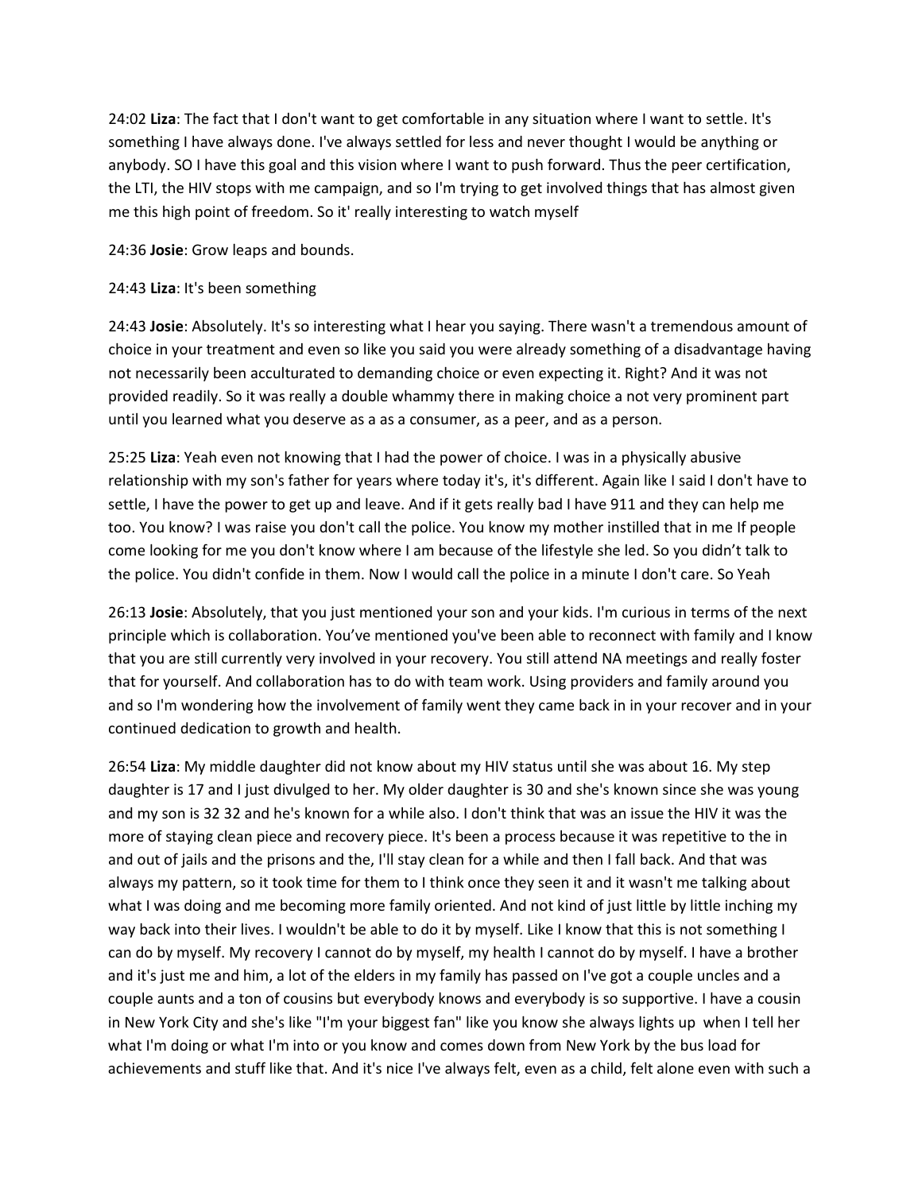24:02 **Liza**: The fact that I don't want to get comfortable in any situation where I want to settle. It's something I have always done. I've always settled for less and never thought I would be anything or anybody. SO I have this goal and this vision where I want to push forward. Thus the peer certification, the LTI, the HIV stops with me campaign, and so I'm trying to get involved things that has almost given me this high point of freedom. So it' really interesting to watch myself

24:36 **Josie**: Grow leaps and bounds.

24:43 **Liza**: It's been something

24:43 **Josie**: Absolutely. It's so interesting what I hear you saying. There wasn't a tremendous amount of choice in your treatment and even so like you said you were already something of a disadvantage having not necessarily been acculturated to demanding choice or even expecting it. Right? And it was not provided readily. So it was really a double whammy there in making choice a not very prominent part until you learned what you deserve as a as a consumer, as a peer, and as a person.

25:25 **Liza**: Yeah even not knowing that I had the power of choice. I was in a physically abusive relationship with my son's father for years where today it's, it's different. Again like I said I don't have to settle, I have the power to get up and leave. And if it gets really bad I have 911 and they can help me too. You know? I was raise you don't call the police. You know my mother instilled that in me If people come looking for me you don't know where I am because of the lifestyle she led. So you didn't talk to the police. You didn't confide in them. Now I would call the police in a minute I don't care. So Yeah

26:13 **Josie**: Absolutely, that you just mentioned your son and your kids. I'm curious in terms of the next principle which is collaboration. You've mentioned you've been able to reconnect with family and I know that you are still currently very involved in your recovery. You still attend NA meetings and really foster that for yourself. And collaboration has to do with team work. Using providers and family around you and so I'm wondering how the involvement of family went they came back in in your recover and in your continued dedication to growth and health.

26:54 **Liza**: My middle daughter did not know about my HIV status until she was about 16. My step daughter is 17 and I just divulged to her. My older daughter is 30 and she's known since she was young and my son is 32 32 and he's known for a while also. I don't think that was an issue the HIV it was the more of staying clean piece and recovery piece. It's been a process because it was repetitive to the in and out of jails and the prisons and the, I'll stay clean for a while and then I fall back. And that was always my pattern, so it took time for them to I think once they seen it and it wasn't me talking about what I was doing and me becoming more family oriented. And not kind of just little by little inching my way back into their lives. I wouldn't be able to do it by myself. Like I know that this is not something I can do by myself. My recovery I cannot do by myself, my health I cannot do by myself. I have a brother and it's just me and him, a lot of the elders in my family has passed on I've got a couple uncles and a couple aunts and a ton of cousins but everybody knows and everybody is so supportive. I have a cousin in New York City and she's like "I'm your biggest fan" like you know she always lights up when I tell her what I'm doing or what I'm into or you know and comes down from New York by the bus load for achievements and stuff like that. And it's nice I've always felt, even as a child, felt alone even with such a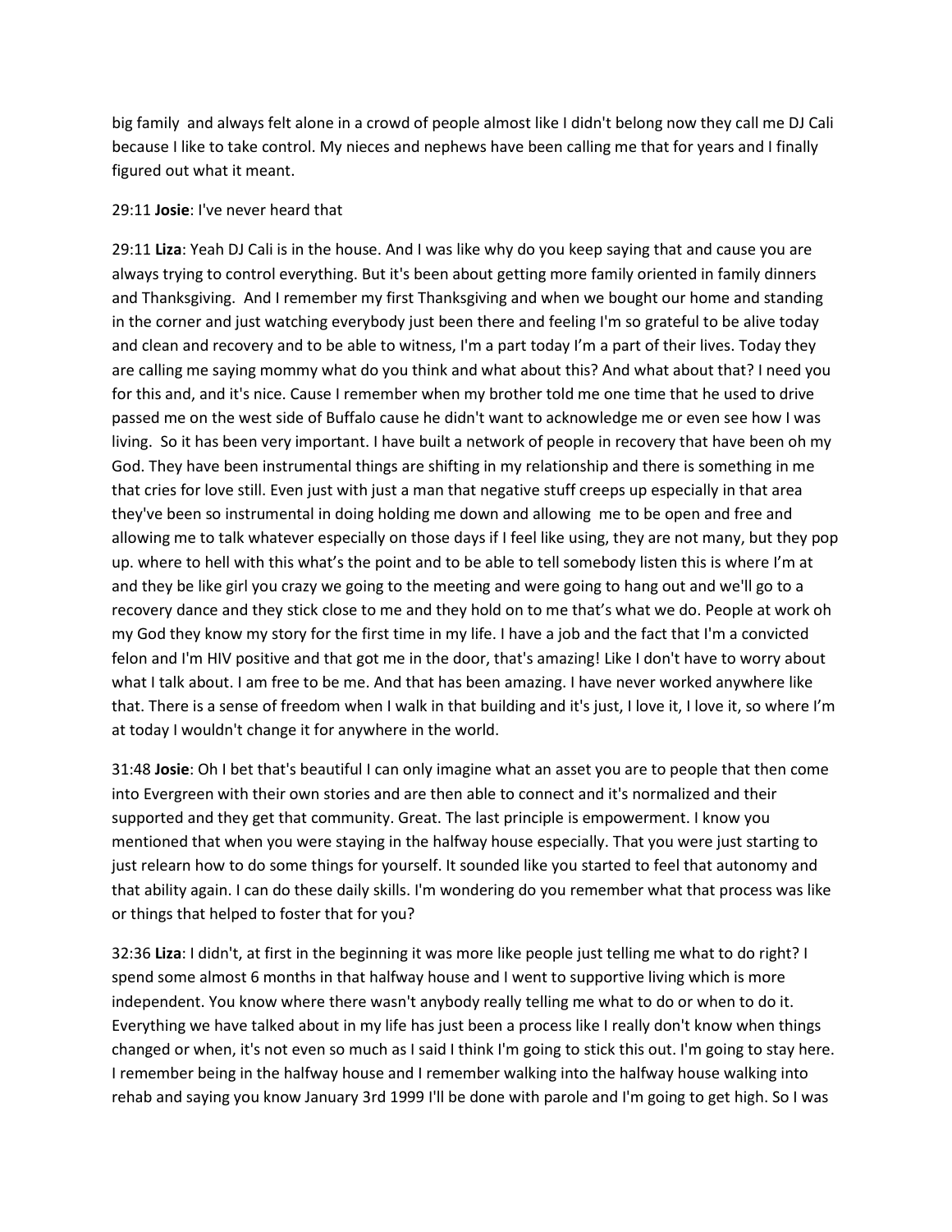big family and always felt alone in a crowd of people almost like I didn't belong now they call me DJ Cali because I like to take control. My nieces and nephews have been calling me that for years and I finally figured out what it meant.

29:11 **Josie**: I've never heard that

29:11 **Liza**: Yeah DJ Cali is in the house. And I was like why do you keep saying that and cause you are always trying to control everything. But it's been about getting more family oriented in family dinners and Thanksgiving. And I remember my first Thanksgiving and when we bought our home and standing in the corner and just watching everybody just been there and feeling I'm so grateful to be alive today and clean and recovery and to be able to witness, I'm a part today I'm a part of their lives. Today they are calling me saying mommy what do you think and what about this? And what about that? I need you for this and, and it's nice. Cause I remember when my brother told me one time that he used to drive passed me on the west side of Buffalo cause he didn't want to acknowledge me or even see how I was living. So it has been very important. I have built a network of people in recovery that have been oh my God. They have been instrumental things are shifting in my relationship and there is something in me that cries for love still. Even just with just a man that negative stuff creeps up especially in that area they've been so instrumental in doing holding me down and allowing me to be open and free and allowing me to talk whatever especially on those days if I feel like using, they are not many, but they pop up. where to hell with this what's the point and to be able to tell somebody listen this is where I'm at and they be like girl you crazy we going to the meeting and were going to hang out and we'll go to a recovery dance and they stick close to me and they hold on to me that's what we do. People at work oh my God they know my story for the first time in my life. I have a job and the fact that I'm a convicted felon and I'm HIV positive and that got me in the door, that's amazing! Like I don't have to worry about what I talk about. I am free to be me. And that has been amazing. I have never worked anywhere like that. There is a sense of freedom when I walk in that building and it's just, I love it, I love it, so where I'm at today I wouldn't change it for anywhere in the world.

31:48 **Josie**: Oh I bet that's beautiful I can only imagine what an asset you are to people that then come into Evergreen with their own stories and are then able to connect and it's normalized and their supported and they get that community. Great. The last principle is empowerment. I know you mentioned that when you were staying in the halfway house especially. That you were just starting to just relearn how to do some things for yourself. It sounded like you started to feel that autonomy and that ability again. I can do these daily skills. I'm wondering do you remember what that process was like or things that helped to foster that for you?

32:36 **Liza**: I didn't, at first in the beginning it was more like people just telling me what to do right? I spend some almost 6 months in that halfway house and I went to supportive living which is more independent. You know where there wasn't anybody really telling me what to do or when to do it. Everything we have talked about in my life has just been a process like I really don't know when things changed or when, it's not even so much as I said I think I'm going to stick this out. I'm going to stay here. I remember being in the halfway house and I remember walking into the halfway house walking into rehab and saying you know January 3rd 1999 I'll be done with parole and I'm going to get high. So I was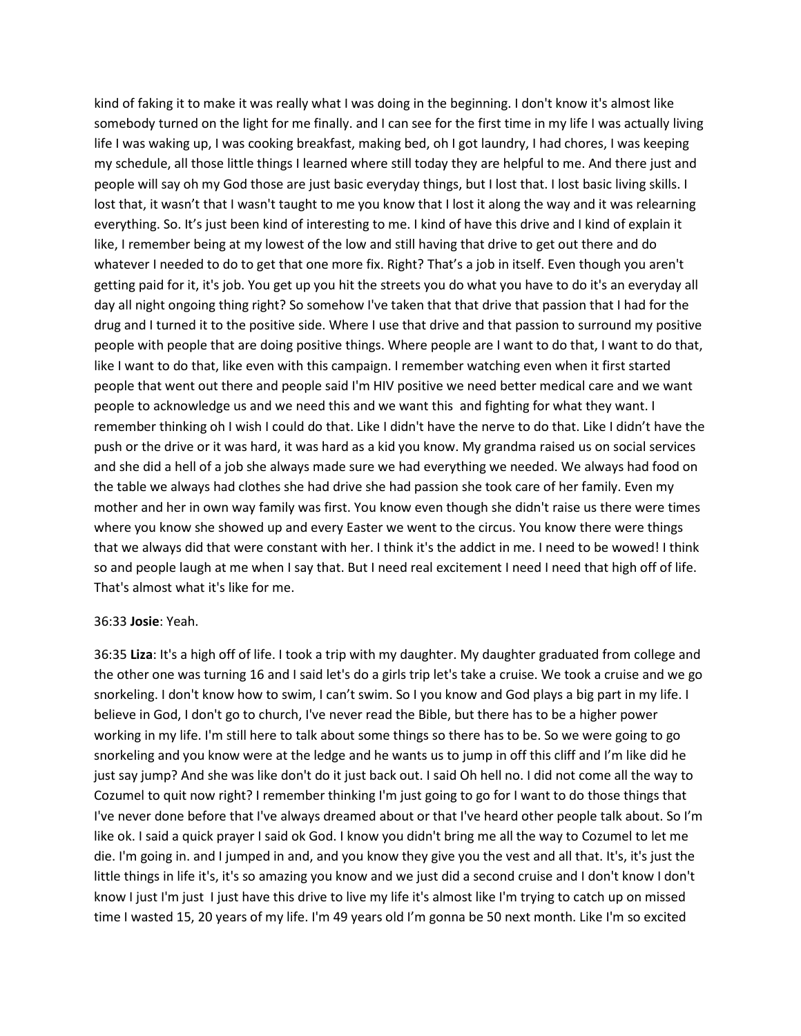kind of faking it to make it was really what I was doing in the beginning. I don't know it's almost like somebody turned on the light for me finally. and I can see for the first time in my life I was actually living life I was waking up, I was cooking breakfast, making bed, oh I got laundry, I had chores, I was keeping my schedule, all those little things I learned where still today they are helpful to me. And there just and people will say oh my God those are just basic everyday things, but I lost that. I lost basic living skills. I lost that, it wasn't that I wasn't taught to me you know that I lost it along the way and it was relearning everything. So. It's just been kind of interesting to me. I kind of have this drive and I kind of explain it like, I remember being at my lowest of the low and still having that drive to get out there and do whatever I needed to do to get that one more fix. Right? That's a job in itself. Even though you aren't getting paid for it, it's job. You get up you hit the streets you do what you have to do it's an everyday all day all night ongoing thing right? So somehow I've taken that that drive that passion that I had for the drug and I turned it to the positive side. Where I use that drive and that passion to surround my positive people with people that are doing positive things. Where people are I want to do that, I want to do that, like I want to do that, like even with this campaign. I remember watching even when it first started people that went out there and people said I'm HIV positive we need better medical care and we want people to acknowledge us and we need this and we want this and fighting for what they want. I remember thinking oh I wish I could do that. Like I didn't have the nerve to do that. Like I didn't have the push or the drive or it was hard, it was hard as a kid you know. My grandma raised us on social services and she did a hell of a job she always made sure we had everything we needed. We always had food on the table we always had clothes she had drive she had passion she took care of her family. Even my mother and her in own way family was first. You know even though she didn't raise us there were times where you know she showed up and every Easter we went to the circus. You know there were things that we always did that were constant with her. I think it's the addict in me. I need to be wowed! I think so and people laugh at me when I say that. But I need real excitement I need I need that high off of life. That's almost what it's like for me.

36:33 **Josie**: Yeah.

36:35 **Liza**: It's a high off of life. I took a trip with my daughter. My daughter graduated from college and the other one was turning 16 and I said let's do a girls trip let's take a cruise. We took a cruise and we go snorkeling. I don't know how to swim, I can't swim. So I you know and God plays a big part in my life. I believe in God, I don't go to church, I've never read the Bible, but there has to be a higher power working in my life. I'm still here to talk about some things so there has to be. So we were going to go snorkeling and you know were at the ledge and he wants us to jump in off this cliff and I'm like did he just say jump? And she was like don't do it just back out. I said Oh hell no. I did not come all the way to Cozumel to quit now right? I remember thinking I'm just going to go for I want to do those things that I've never done before that I've always dreamed about or that I've heard other people talk about. So I'm like ok. I said a quick prayer I said ok God. I know you didn't bring me all the way to Cozumel to let me die. I'm going in. and I jumped in and, and you know they give you the vest and all that. It's, it's just the little things in life it's, it's so amazing you know and we just did a second cruise and I don't know I don't know I just I'm just I just have this drive to live my life it's almost like I'm trying to catch up on missed time I wasted 15, 20 years of my life. I'm 49 years old I'm gonna be 50 next month. Like I'm so excited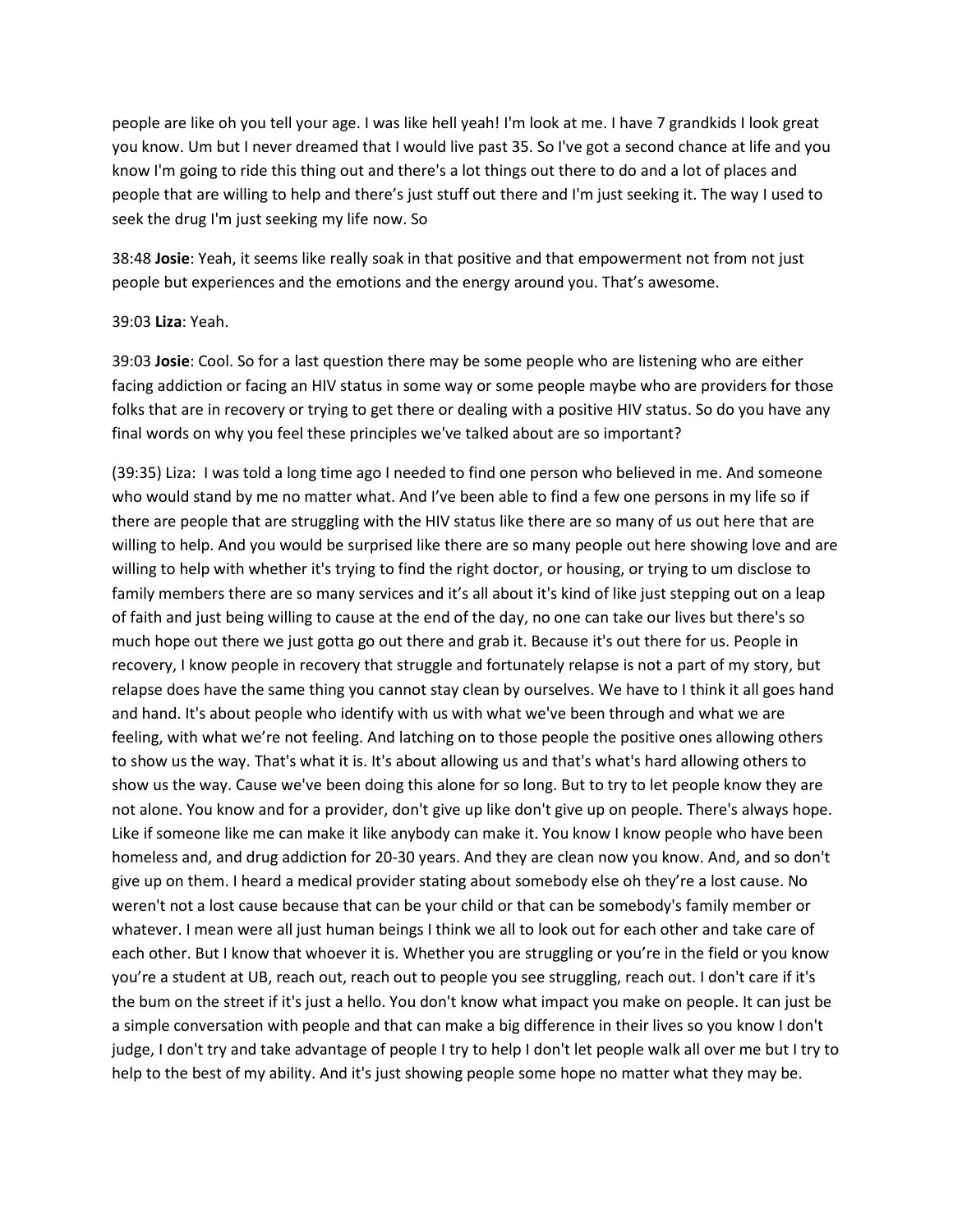people are like oh you tell your age. I was like hell yeah! I'm look at me. I have 7 grandkids I look great you know. Um but I never dreamed that I would live past 35. So I've got a second chance at life and you know I'm going to ride this thing out and there's a lot things out there to do and a lot of places and people that are willing to help and there's just stuff out there and I'm just seeking it. The way I used to seek the drug I'm just seeking my life now. So

38:48 **Josie**: Yeah, it seems like really soak in that positive and that empowerment not from not just people but experiences and the emotions and the energy around you. That's awesome.

39:03 **Liza**: Yeah.

39:03 **Josie**: Cool. So for a last question there may be some people who are listening who are either facing addiction or facing an HIV status in some way or some people maybe who are providers for those folks that are in recovery or trying to get there or dealing with a positive HIV status. So do you have any final words on why you feel these principles we've talked about are so important?

(39:35) Liza: I was told a long time ago I needed to find one person who believed in me. And someone who would stand by me no matter what. And I've been able to find a few one persons in my life so if there are people that are struggling with the HIV status like there are so many of us out here that are willing to help. And you would be surprised like there are so many people out here showing love and are willing to help with whether it's trying to find the right doctor, or housing, or trying to um disclose to family members there are so many services and it's all about it's kind of like just stepping out on a leap of faith and just being willing to cause at the end of the day, no one can take our lives but there's so much hope out there we just gotta go out there and grab it. Because it's out there for us. People in recovery, I know people in recovery that struggle and fortunately relapse is not a part of my story, but relapse does have the same thing you cannot stay clean by ourselves. We have to I think it all goes hand and hand. It's about people who identify with us with what we've been through and what we are feeling, with what we're not feeling. And latching on to those people the positive ones allowing others to show us the way. That's what it is. It's about allowing us and that's what's hard allowing others to show us the way. Cause we've been doing this alone for so long. But to try to let people know they are not alone. You know and for a provider, don't give up like don't give up on people. There's always hope. Like if someone like me can make it like anybody can make it. You know I know people who have been homeless and, and drug addiction for 20-30 years. And they are clean now you know. And, and so don't give up on them. I heard a medical provider stating about somebody else oh they're a lost cause. No weren't not a lost cause because that can be your child or that can be somebody's family member or whatever. I mean were all just human beings I think we all to look out for each other and take care of each other. But I know that whoever it is. Whether you are struggling or you're in the field or you know you're a student at UB, reach out, reach out to people you see struggling, reach out. I don't care if it's the bum on the street if it's just a hello. You don't know what impact you make on people. It can just be a simple conversation with people and that can make a big difference in their lives so you know I don't judge, I don't try and take advantage of people I try to help I don't let people walk all over me but I try to help to the best of my ability. And it's just showing people some hope no matter what they may be.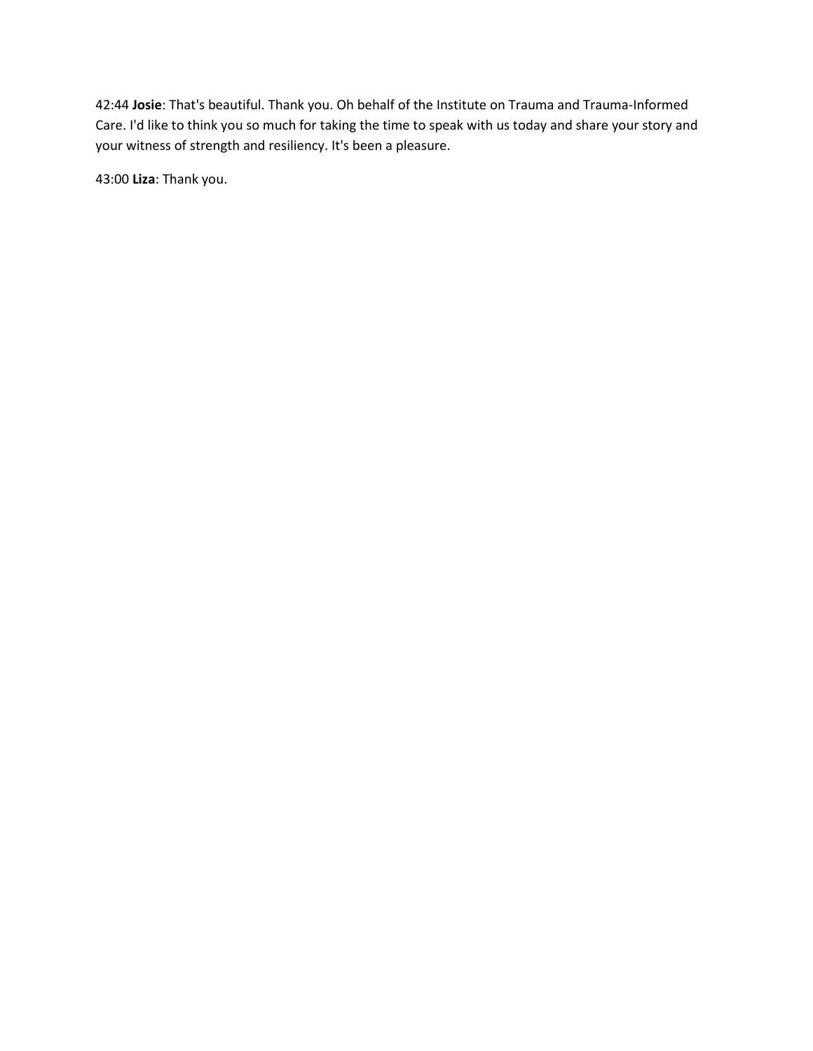42:44 **Josie**: That's beautiful. Thank you. Oh behalf of the Institute on Trauma and Trauma-Informed Care. I'd like to think you so much for taking the time to speak with us today and share your story and your witness of strength and resiliency. It's been a pleasure.

43:00 **Liza**: Thank you.